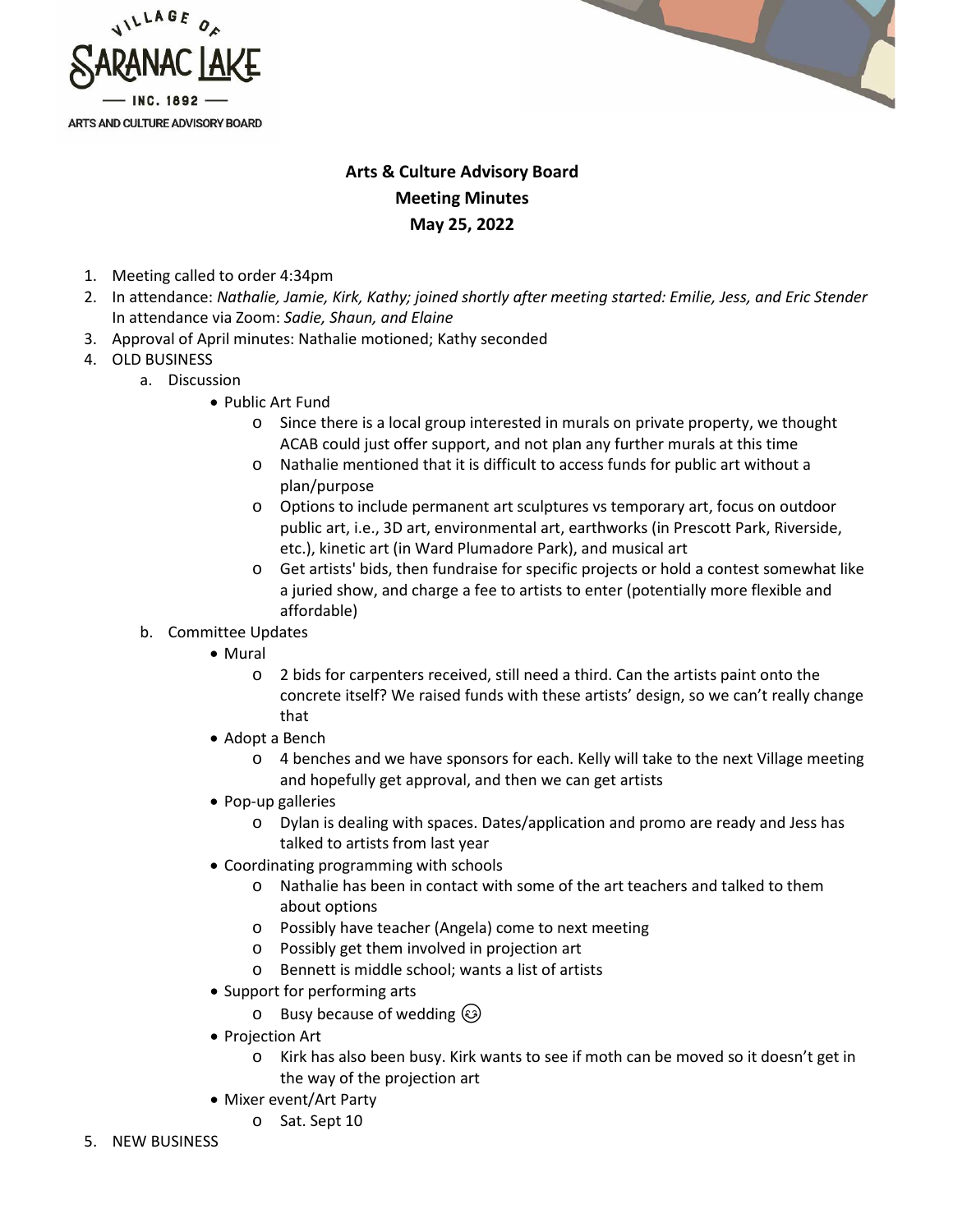VILLAGE OF SARANAC LAKE — INC. 1892 —
ARTS AND CULTURE ADVISORY BOARD

# Arts & Culture Advisory Board
## Meeting Minutes
## May 25, 2022

1. Meeting called to order 4:34pm
2. In attendance: *Nathalie, Jamie, Kirk, Kathy; joined shortly after meeting started: Emilie, Jess, and Eric Stender*
   In attendance via Zoom: *Sadie, Shaun, and Elaine*
3. Approval of April minutes: Nathalie motioned; Kathy seconded
4. OLD BUSINESS
   a. Discussion
      - Public Art Fund
        - Since there is a local group interested in murals on private property, we thought ACAB could just offer support, and not plan any further murals at this time
        - Nathalie mentioned that it is difficult to access funds for public art without a plan/purpose
        - Options to include permanent art sculptures vs temporary art, focus on outdoor public art, i.e., 3D art, environmental art, earthworks (in Prescott Park, Riverside, etc.), kinetic art (in Ward Plumadore Park), and musical art
        - Get artists' bids, then fundraise for specific projects or hold a contest somewhat like a juried show, and charge a fee to artists to enter (potentially more flexible and affordable)

   b. Committee Updates
      - Mural
        - 2 bids for carpenters received, still need a third. Can the artists paint onto the concrete itself? We raised funds with these artists' design, so we can't really change that
      - Adopt a Bench
        - 4 benches and we have sponsors for each. Kelly will take to the next Village meeting and hopefully get approval, and then we can get artists
      - Pop-up galleries
        - Dylan is dealing with spaces. Dates/application and promo are ready and Jess has talked to artists from last year
      - Coordinating programming with schools
        - Nathalie has been in contact with some of the art teachers and talked to them about options
        - Possibly have teacher (Angela) come to next meeting
        - Possibly get them involved in projection art
        - Bennett is middle school; wants a list of artists
      - Support for performing arts
        - Busy because of wedding 😉
      - Projection Art
        - Kirk has also been busy. Kirk wants to see if moth can be moved so it doesn't get in the way of the projection art
      - Mixer event/Art Party
        - Sat. Sept 10
5. NEW BUSINESS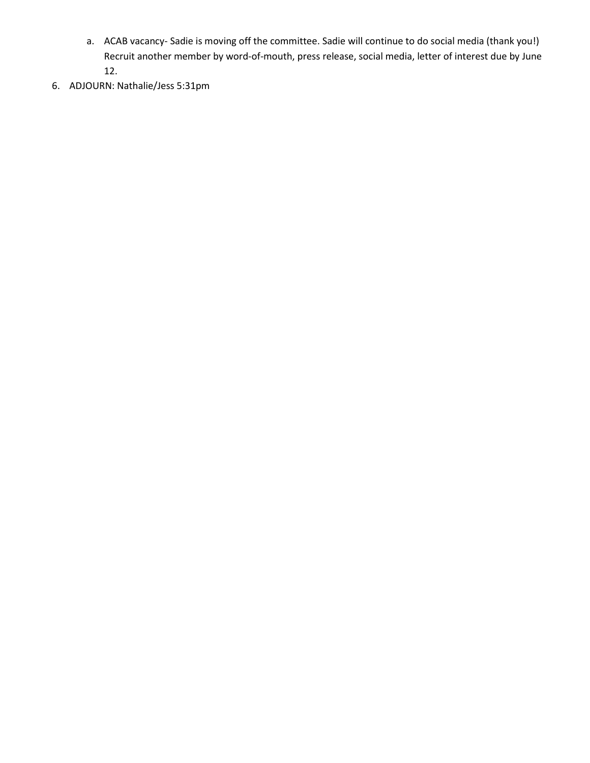a. ACAB vacancy- Sadie is moving off the committee. Sadie will continue to do social media (thank you!) Recruit another member by word-of-mouth, press release, social media, letter of interest due by June 12.

6. ADJOURN: Nathalie/Jess 5:31pm